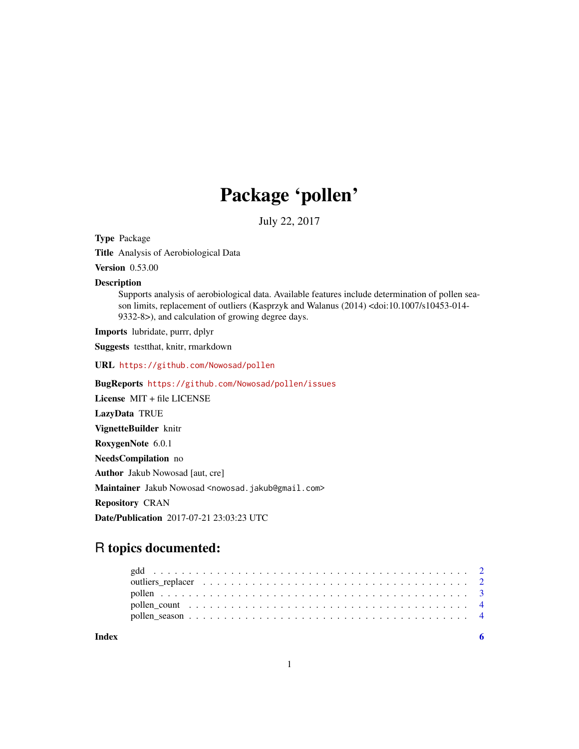# Package 'pollen'

July 22, 2017

**Type** Package

**Title** Analysis of Aerobiological Data

**Version** 0.53.00

**Description**
Supports analysis of aerobiological data. Available features include determination of pollen season limits, replacement of outliers (Kasprzyk and Walanus (2014) <doi:10.1007/s10453-014-9332-8>), and calculation of growing degree days.

**Imports** lubridate, purrr, dplyr

**Suggests** testthat, knitr, rmarkdown

**URL** https://github.com/Nowosad/pollen

**BugReports** https://github.com/Nowosad/pollen/issues

**License** MIT + file LICENSE

**LazyData** TRUE

**VignetteBuilder** knitr

**RoxygenNote** 6.0.1

**NeedsCompilation** no

**Author** Jakub Nowosad [aut, cre]

**Maintainer** Jakub Nowosad <nowosad.jakub@gmail.com>

**Repository** CRAN

**Date/Publication** 2017-07-21 23:03:23 UTC

## R topics documented:

- gdd . . . . . . . . . . . . . . . . . . . . . . . . . . . . . . . . . . . . . . . . . . . . 2
- outliers_replacer . . . . . . . . . . . . . . . . . . . . . . . . . . . . . . . . . . . . 2
- pollen . . . . . . . . . . . . . . . . . . . . . . . . . . . . . . . . . . . . . . . . . . . 3
- pollen_count . . . . . . . . . . . . . . . . . . . . . . . . . . . . . . . . . . . . . . . 4
- pollen_season . . . . . . . . . . . . . . . . . . . . . . . . . . . . . . . . . . . . . . 4

**Index** 6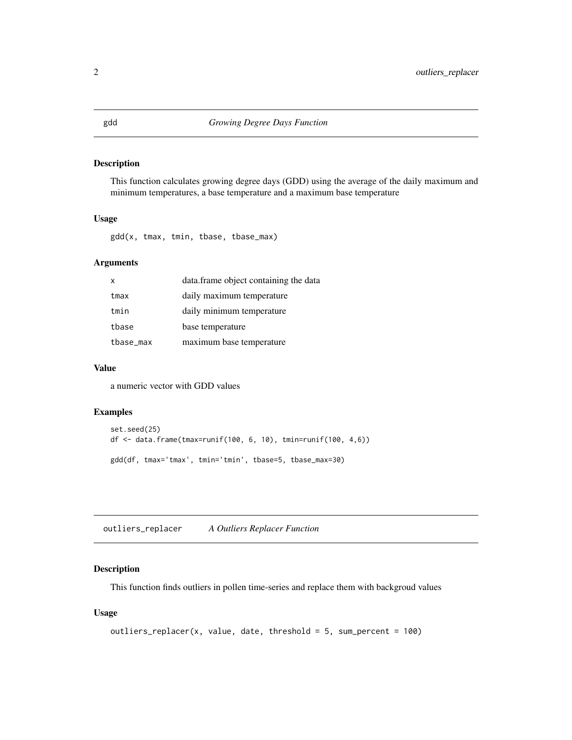## gdd *Growing Degree Days Function*

### Description

This function calculates growing degree days (GDD) using the average of the daily maximum and minimum temperatures, a base temperature and a maximum base temperature

### Usage

```
gdd(x, tmax, tmin, tbase, tbase_max)
```

### Arguments

| | |
|---|---|
| `x` | data.frame object containing the data |
| `tmax` | daily maximum temperature |
| `tmin` | daily minimum temperature |
| `tbase` | base temperature |
| `tbase_max` | maximum base temperature |

### Value

a numeric vector with GDD values

### Examples

```
set.seed(25)
df <- data.frame(tmax=runif(100, 6, 10), tmin=runif(100, 4,6))

gdd(df, tmax='tmax', tmin='tmin', tbase=5, tbase_max=30)
```

## outliers_replacer *A Outliers Replacer Function*

### Description

This function finds outliers in pollen time-series and replace them with backgroud values

### Usage

```
outliers_replacer(x, value, date, threshold = 5, sum_percent = 100)
```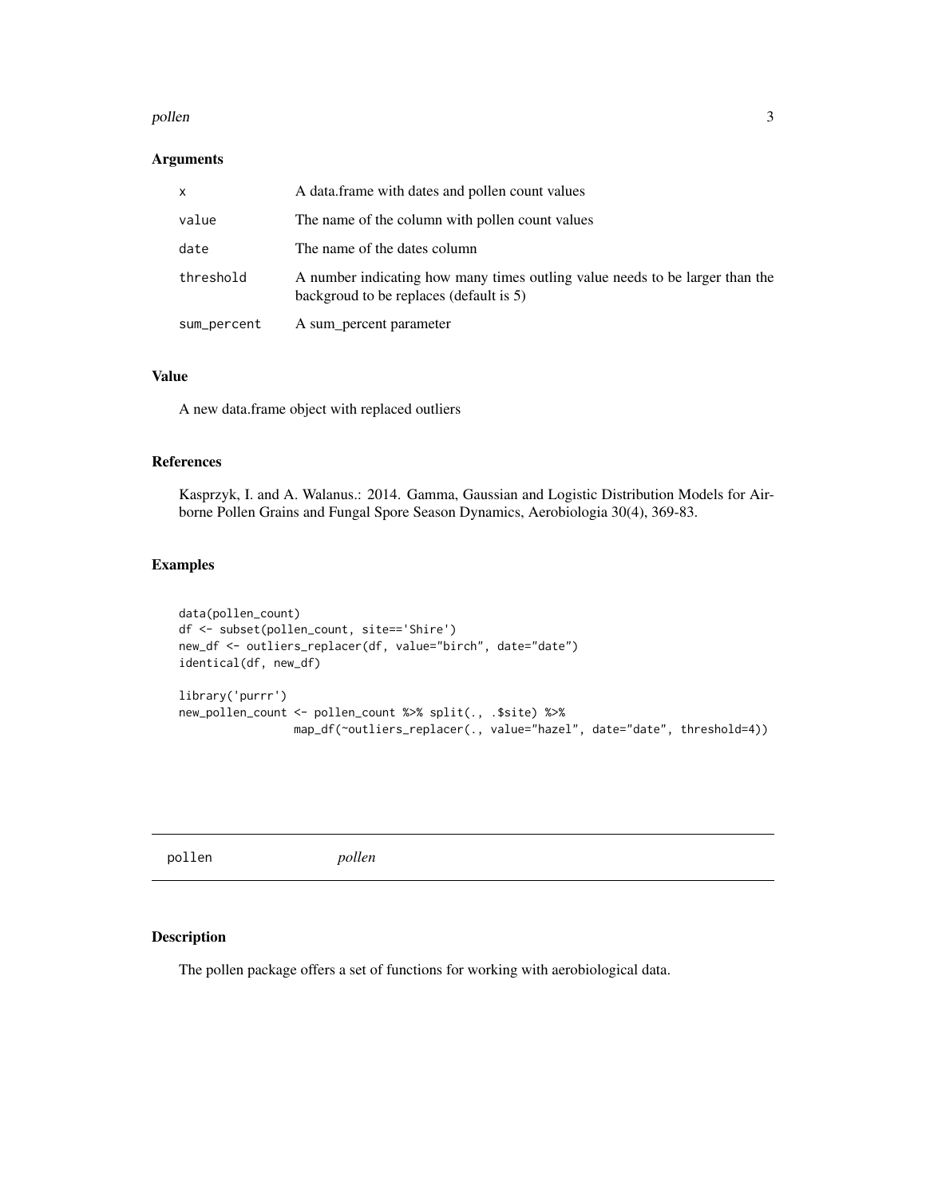## Arguments

| | |
|---|---|
| x | A data.frame with dates and pollen count values |
| value | The name of the column with pollen count values |
| date | The name of the dates column |
| threshold | A number indicating how many times outling value needs to be larger than the backgroud to be replaces (default is 5) |
| sum_percent | A sum_percent parameter |

## Value

A new data.frame object with replaced outliers

## References

Kasprzyk, I. and A. Walanus.: 2014. Gamma, Gaussian and Logistic Distribution Models for Airborne Pollen Grains and Fungal Spore Season Dynamics, Aerobiologia 30(4), 369-83.

## Examples

```
data(pollen_count)
df <- subset(pollen_count, site=='Shire')
new_df <- outliers_replacer(df, value="birch", date="date")
identical(df, new_df)

library('purrr')
new_pollen_count <- pollen_count %>% split(., .$site) %>%
                map_df(~outliers_replacer(., value="hazel", date="date", threshold=4))
```

---

# pollen *pollen*

---

## Description

The pollen package offers a set of functions for working with aerobiological data.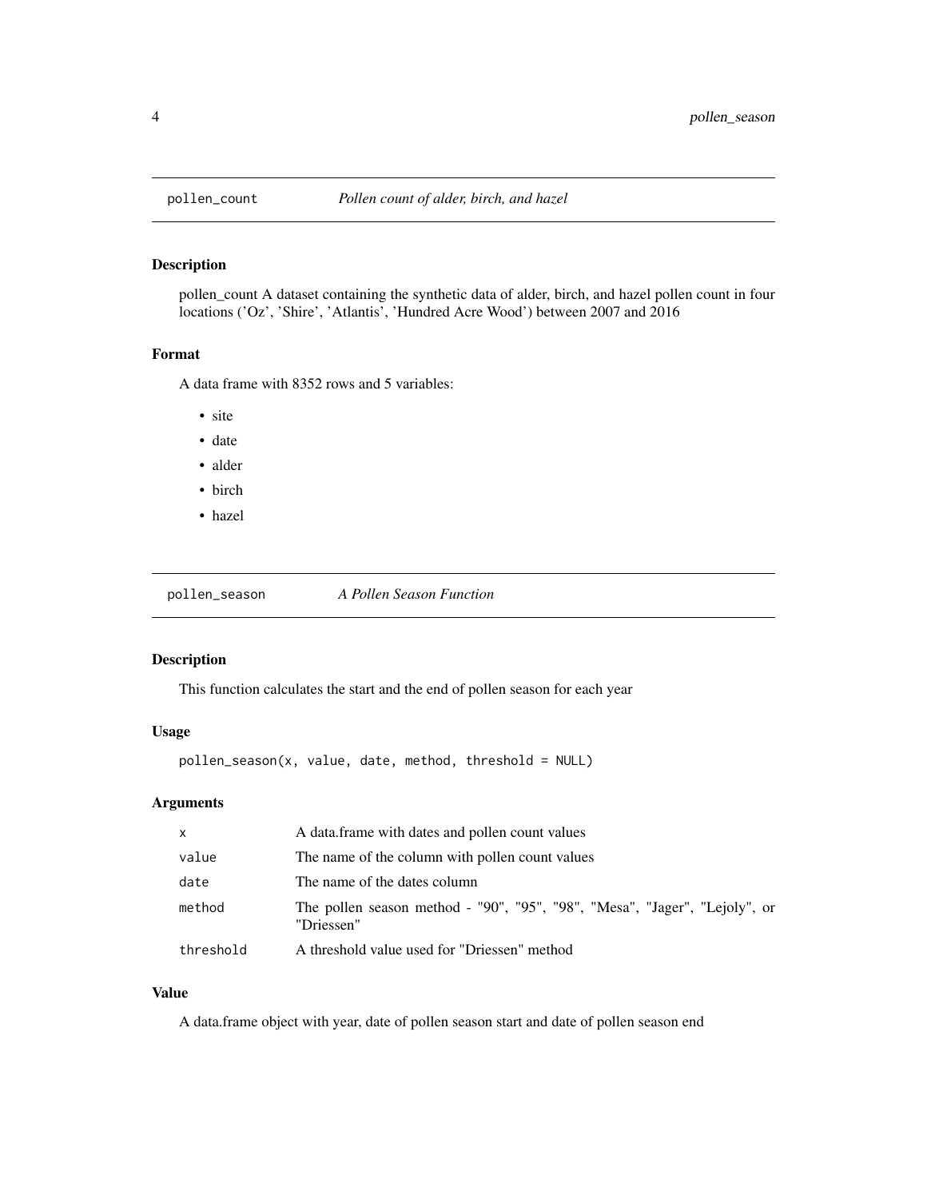## pollen_count — *Pollen count of alder, birch, and hazel*

### Description

pollen_count A dataset containing the synthetic data of alder, birch, and hazel pollen count in four locations ('Oz', 'Shire', 'Atlantis', 'Hundred Acre Wood') between 2007 and 2016

### Format

A data frame with 8352 rows and 5 variables:

- site
- date
- alder
- birch
- hazel

## pollen_season — *A Pollen Season Function*

### Description

This function calculates the start and the end of pollen season for each year

### Usage

```
pollen_season(x, value, date, method, threshold = NULL)
```

### Arguments

| | |
|---|---|
| x | A data.frame with dates and pollen count values |
| value | The name of the column with pollen count values |
| date | The name of the dates column |
| method | The pollen season method - "90", "95", "98", "Mesa", "Jager", "Lejoly", or "Driessen" |
| threshold | A threshold value used for "Driessen" method |

### Value

A data.frame object with year, date of pollen season start and date of pollen season end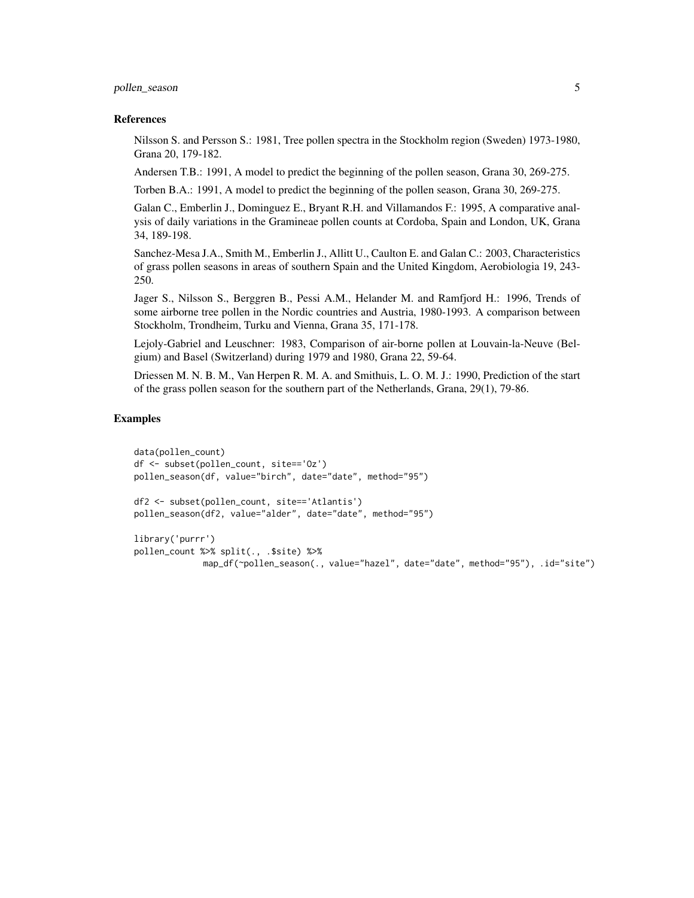## References

Nilsson S. and Persson S.: 1981, Tree pollen spectra in the Stockholm region (Sweden) 1973-1980, Grana 20, 179-182.

Andersen T.B.: 1991, A model to predict the beginning of the pollen season, Grana 30, 269-275.

Torben B.A.: 1991, A model to predict the beginning of the pollen season, Grana 30, 269-275.

Galan C., Emberlin J., Dominguez E., Bryant R.H. and Villamandos F.: 1995, A comparative analysis of daily variations in the Gramineae pollen counts at Cordoba, Spain and London, UK, Grana 34, 189-198.

Sanchez-Mesa J.A., Smith M., Emberlin J., Allitt U., Caulton E. and Galan C.: 2003, Characteristics of grass pollen seasons in areas of southern Spain and the United Kingdom, Aerobiologia 19, 243-250.

Jager S., Nilsson S., Berggren B., Pessi A.M., Helander M. and Ramfjord H.: 1996, Trends of some airborne tree pollen in the Nordic countries and Austria, 1980-1993. A comparison between Stockholm, Trondheim, Turku and Vienna, Grana 35, 171-178.

Lejoly-Gabriel and Leuschner: 1983, Comparison of air-borne pollen at Louvain-la-Neuve (Belgium) and Basel (Switzerland) during 1979 and 1980, Grana 22, 59-64.

Driessen M. N. B. M., Van Herpen R. M. A. and Smithuis, L. O. M. J.: 1990, Prediction of the start of the grass pollen season for the southern part of the Netherlands, Grana, 29(1), 79-86.

## Examples

```
data(pollen_count)
df <- subset(pollen_count, site=='Oz')
pollen_season(df, value="birch", date="date", method="95")

df2 <- subset(pollen_count, site=='Atlantis')
pollen_season(df2, value="alder", date="date", method="95")

library('purrr')
pollen_count %>% split(., .$site) %>%
             map_df(~pollen_season(., value="hazel", date="date", method="95"), .id="site")
```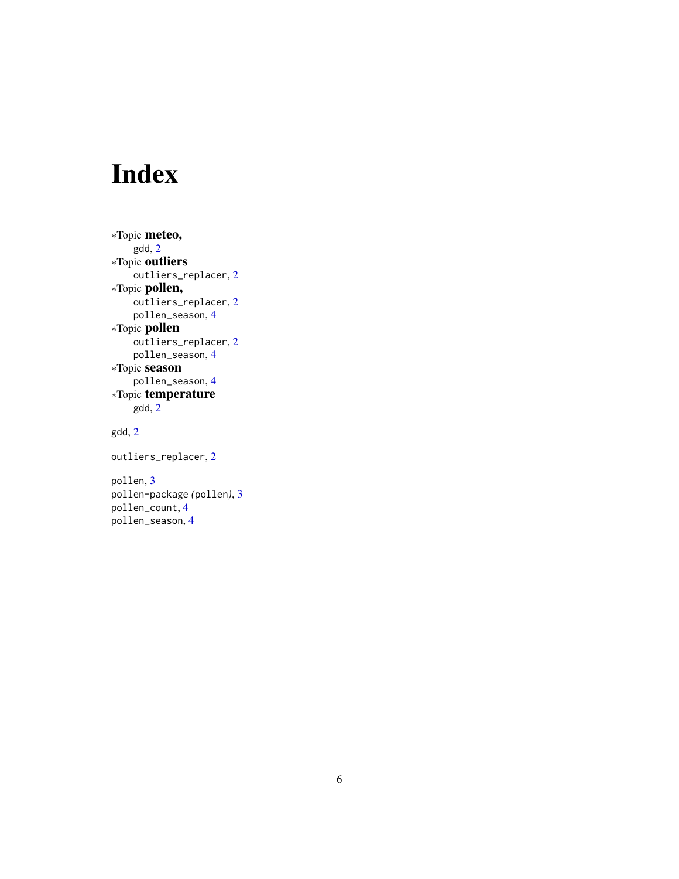# Index

*Topic **meteo,**
    gdd, 2
*Topic **outliers**
    outliers_replacer, 2
*Topic **pollen,**
    outliers_replacer, 2
    pollen_season, 4
*Topic **pollen**
    outliers_replacer, 2
    pollen_season, 4
*Topic **season**
    pollen_season, 4
*Topic **temperature**
    gdd, 2

gdd, 2

outliers_replacer, 2

pollen, 3
pollen-package *(pollen)*, 3
pollen_count, 4
pollen_season, 4